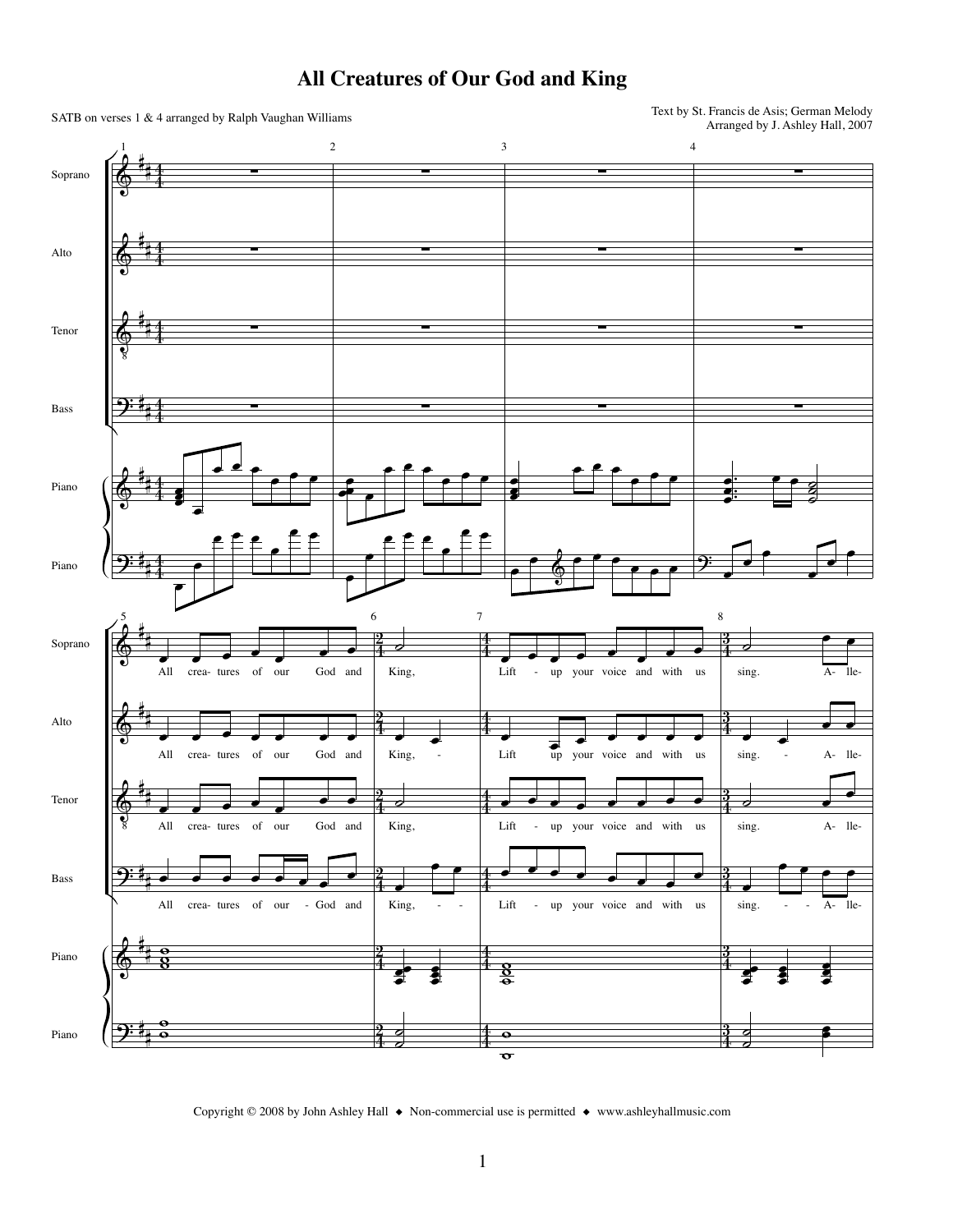# All Creatures of Our God and King

SATB on verses 1 & 4 arranged by Ralph Vaughan Williams

Text by St. Francis de Asis; German Melody
Arranged by J. Ashley Hall, 2007

Copyright © 2008 by John Ashley Hall ◆ Non-commercial use is permitted ◆ www.ashleyhallmusic.com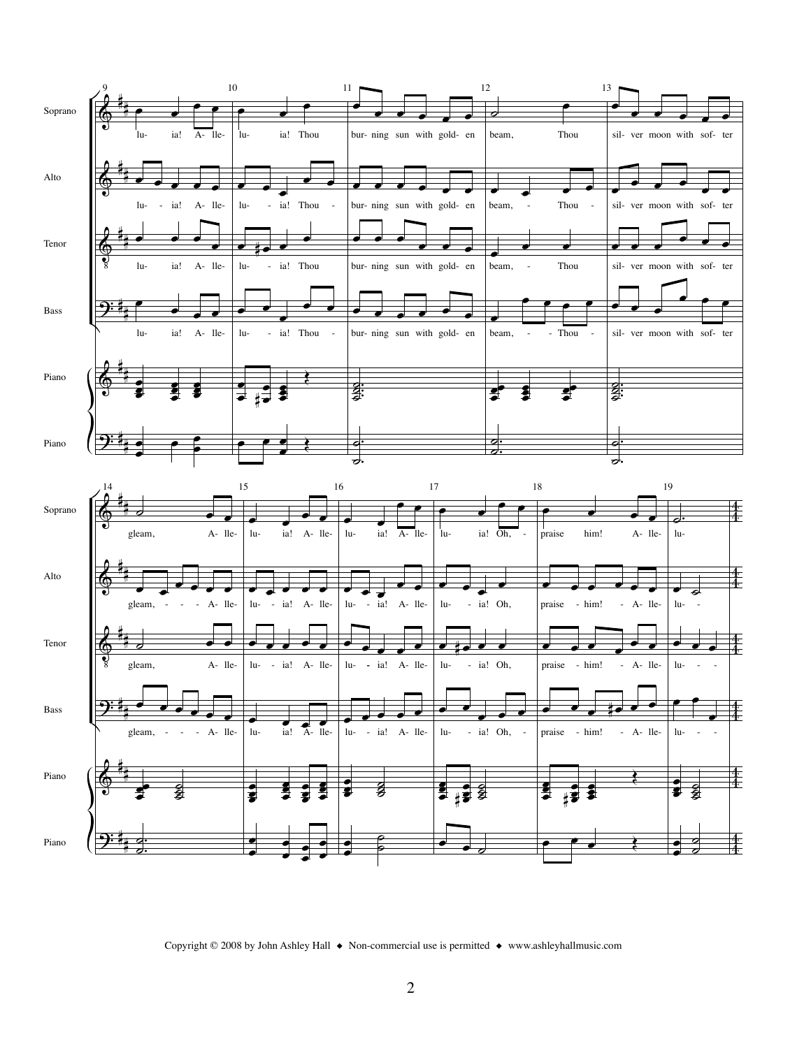Copyright © 2008 by John Ashley Hall ◆ Non-commercial use is permitted ◆ www.ashleyhallmusic.com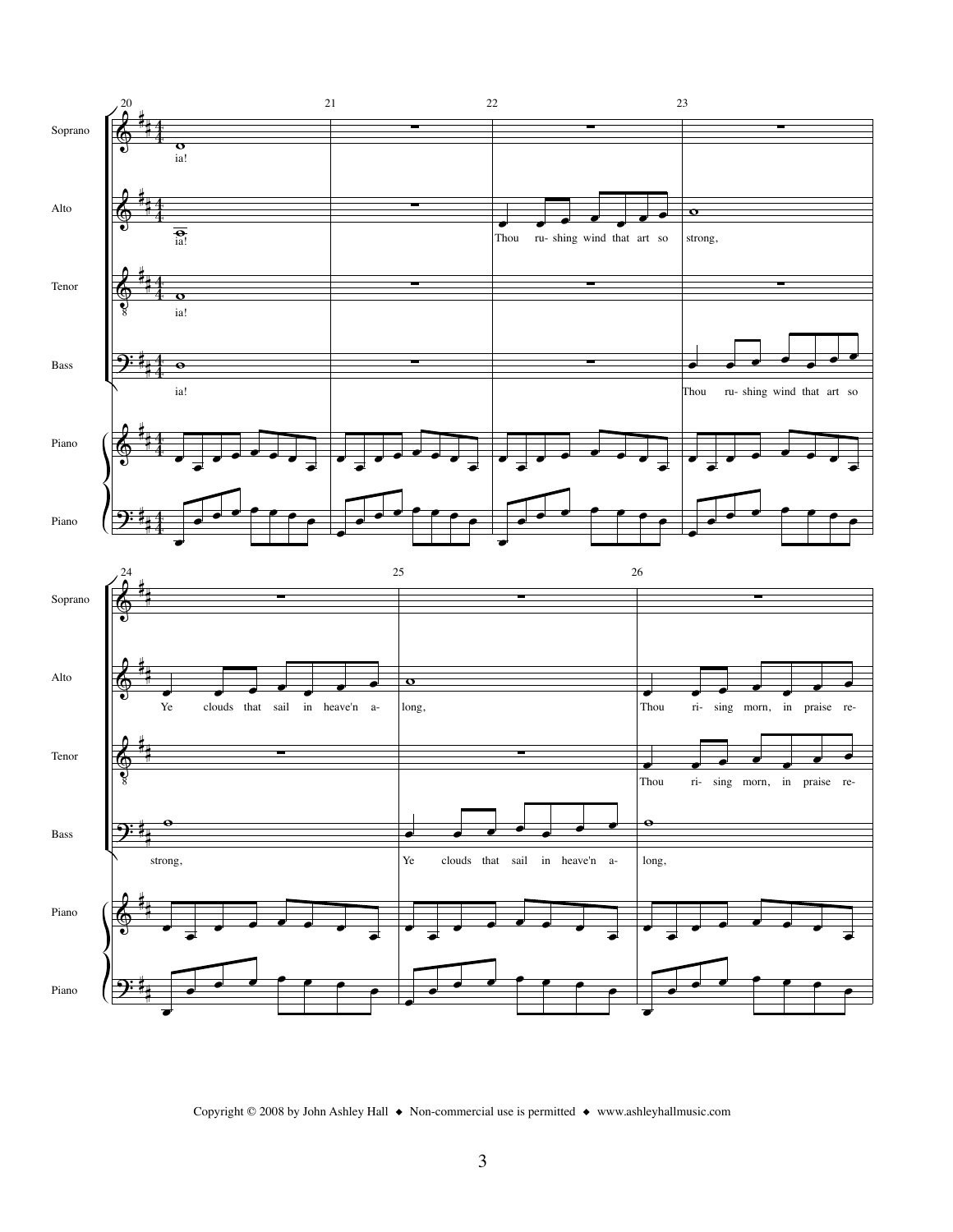Copyright © 2008 by John Ashley Hall ◆ Non-commercial use is permitted ◆ www.ashleyhallmusic.com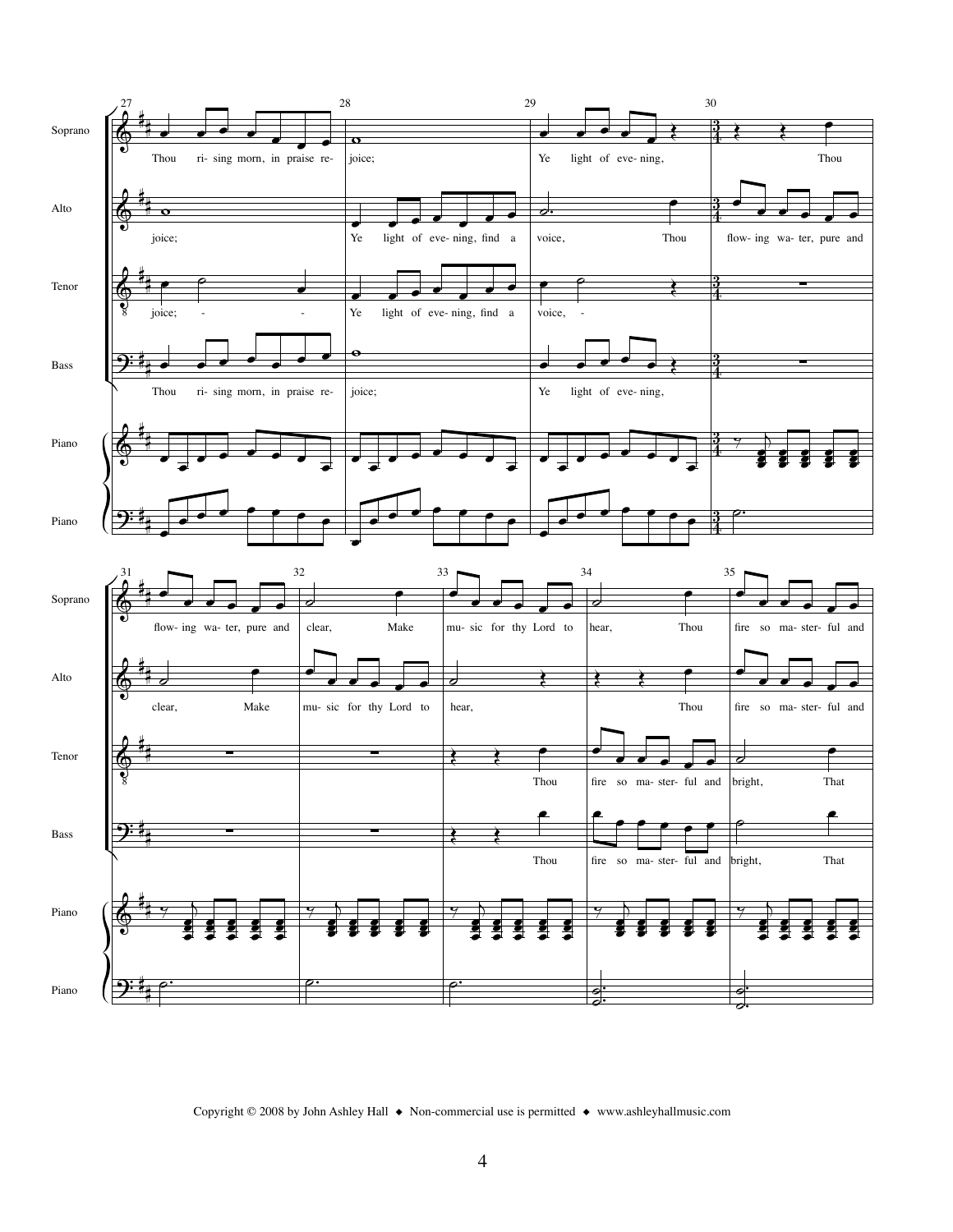**Soprano** (mm. 27–35): Thou rising morn, in praise rejoice; Ye light of evening, Thou flowing water, pure and clear, Make music for thy Lord to hear, Thou fire so masterful and

**Alto** (mm. 27–35): joice; Ye light of evening, find a voice, Thou flowing water, pure and clear, Make music for thy Lord to hear, Thou fire so masterful and

**Tenor** (mm. 27–35): joice; Ye light of evening, find a voice, Thou fire so masterful and bright, That

**Bass** (mm. 27–35): Thou rising morn, in praise rejoice; Ye light of evening, Thou fire so masterful and bright, That

**Piano**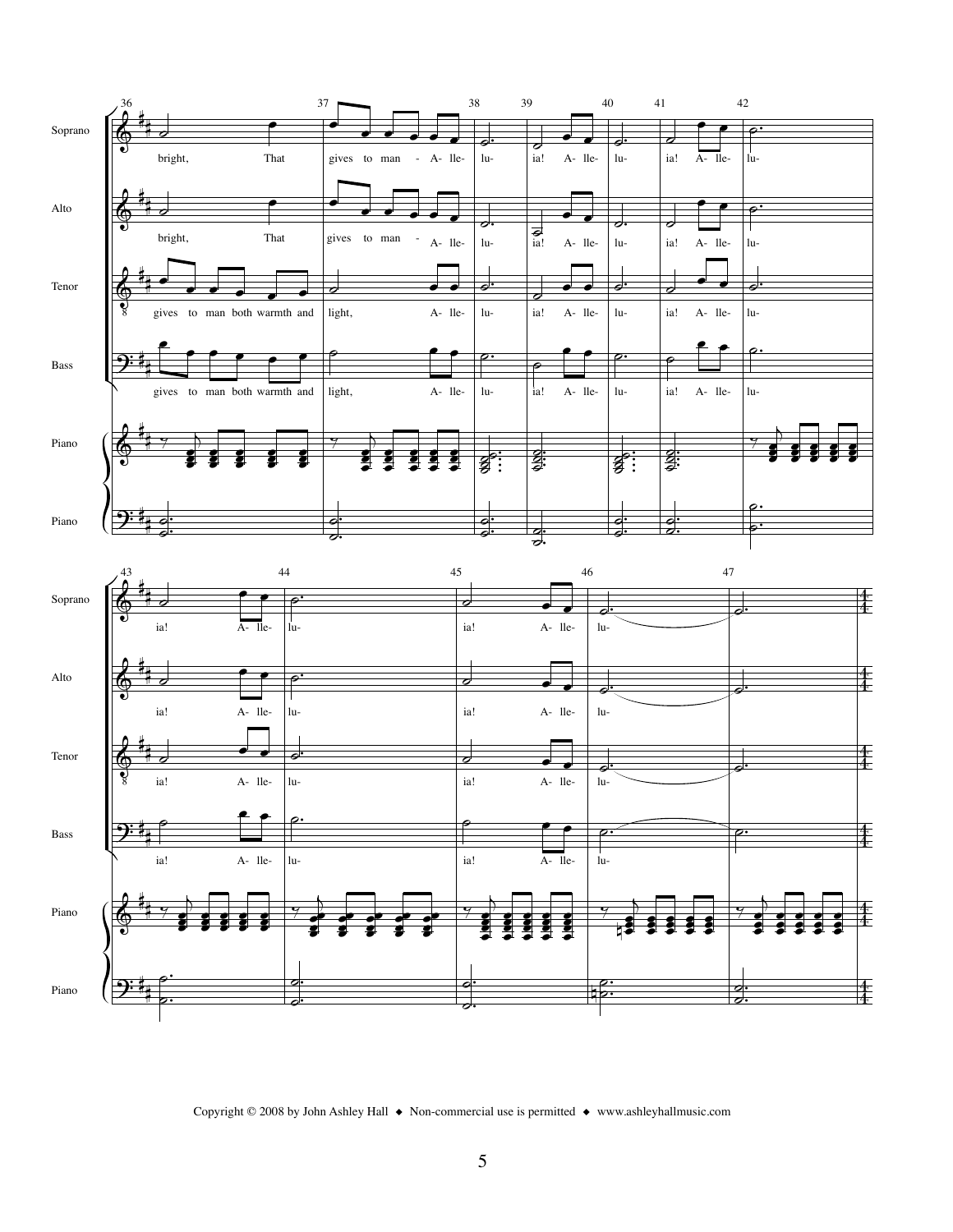Copyright © 2008 by John Ashley Hall ◆ Non-commercial use is permitted ◆ www.ashleyhallmusic.com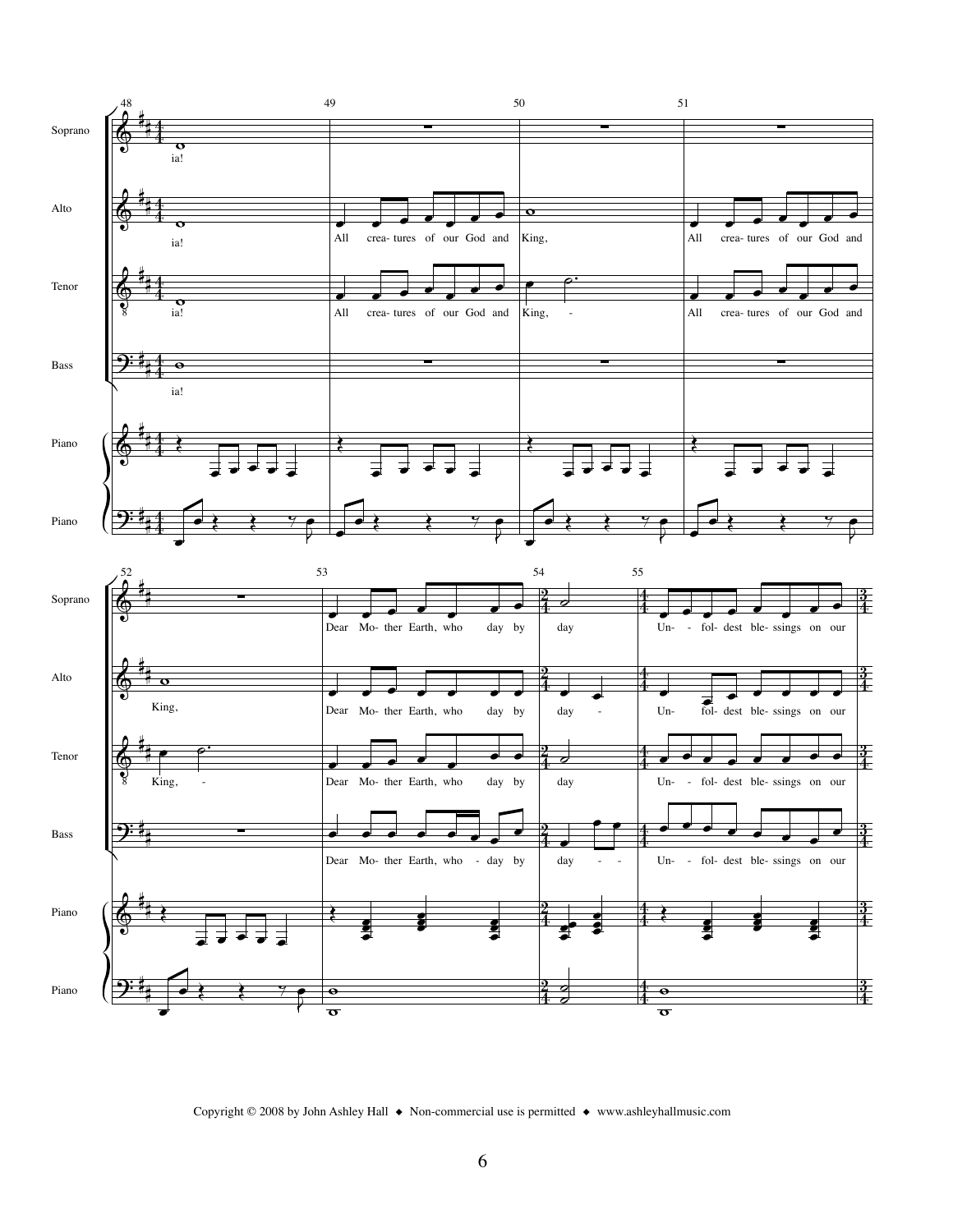Copyright © 2008 by John Ashley Hall ◆ Non-commercial use is permitted ◆ www.ashleyhallmusic.com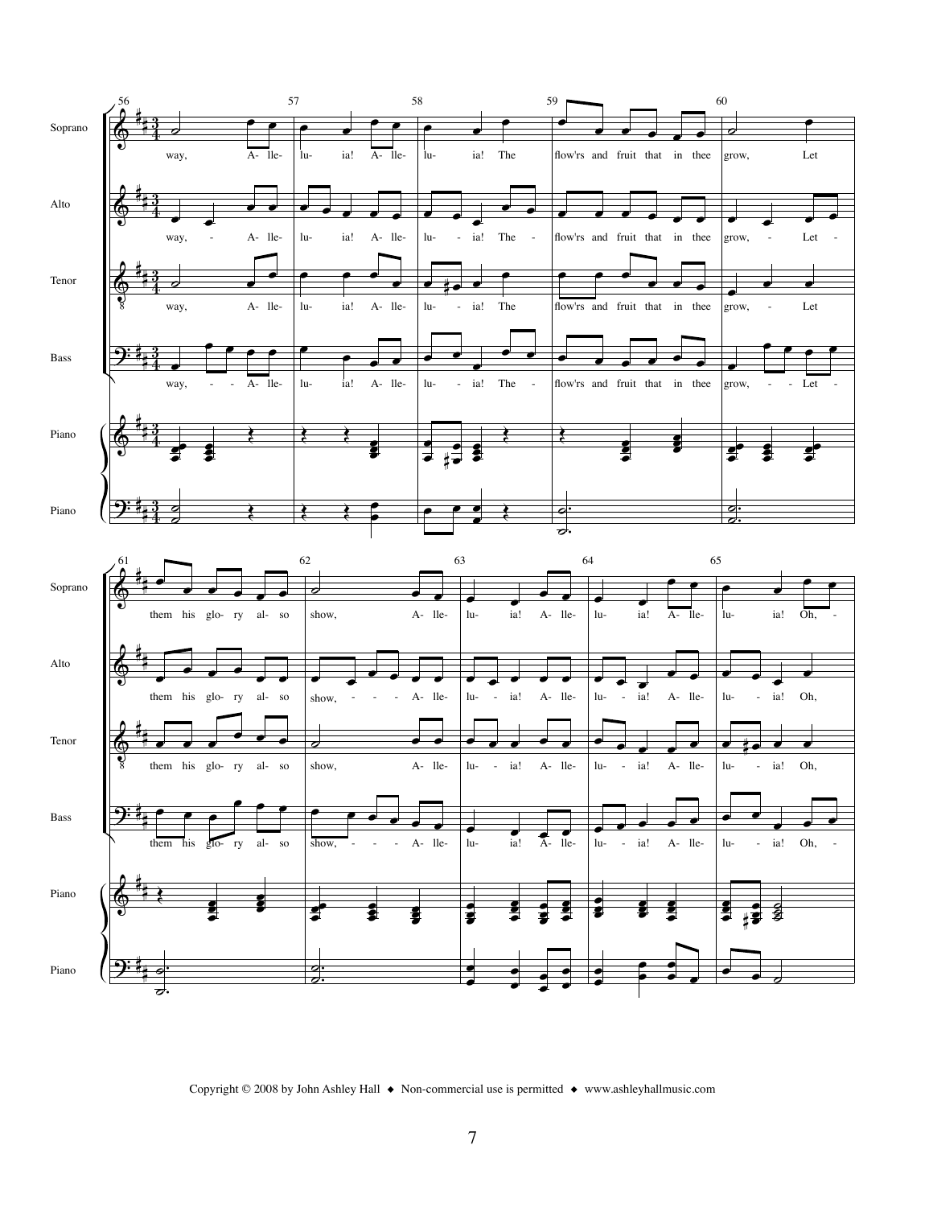Soprano: way, Al- le- lu- ia! Al- le- lu- ia! The flow'rs and fruit that in thee grow, Let them his glo- ry al- so show, Al- le- lu- ia! Al- le- lu- ia! Al- le- lu- ia! Oh,

Alto: way, Al- le- lu- ia! Al- le- lu- ia! The flow'rs and fruit that in thee grow, Let them his glo- ry al- so show, Al- le- lu- ia! Al- le- lu- ia! Al- le- lu- ia! Oh,

Tenor: way, Al- le- lu- ia! Al- le- lu- ia! The flow'rs and fruit that in thee grow, Let them his glo- ry al- so show, Al- le- lu- ia! Al- le- lu- ia! Al- le- lu- ia! Oh,

Bass: way, Al- le- lu- ia! Al- le- lu- ia! The flow'rs and fruit that in thee grow, Let them his glo- ry al- so show, Al- le- lu- ia! Al- le- lu- ia! Al- le- lu- ia! Oh,

Piano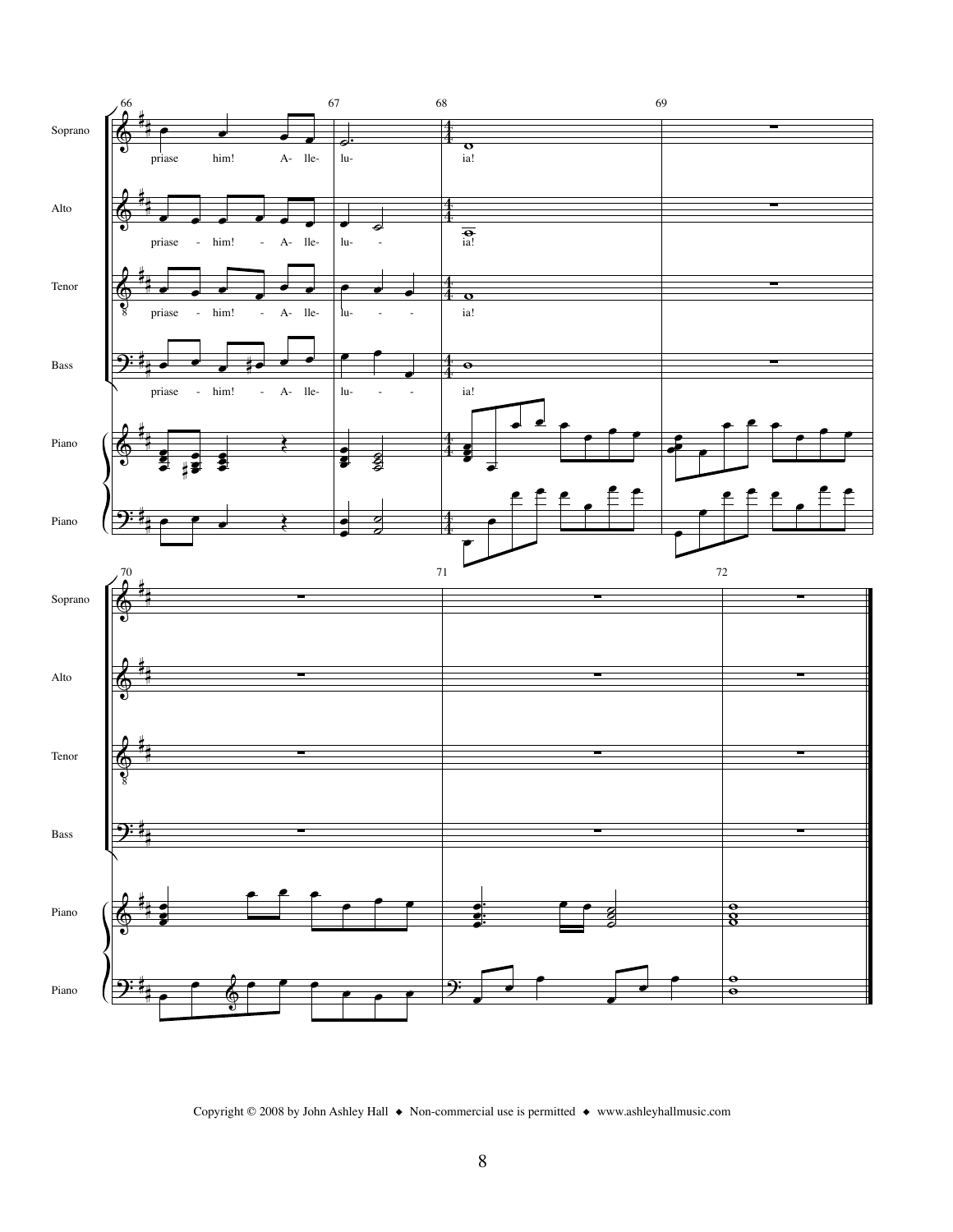Copyright © 2008 by John Ashley Hall ◆ Non-commercial use is permitted ◆ www.ashleyhallmusic.com